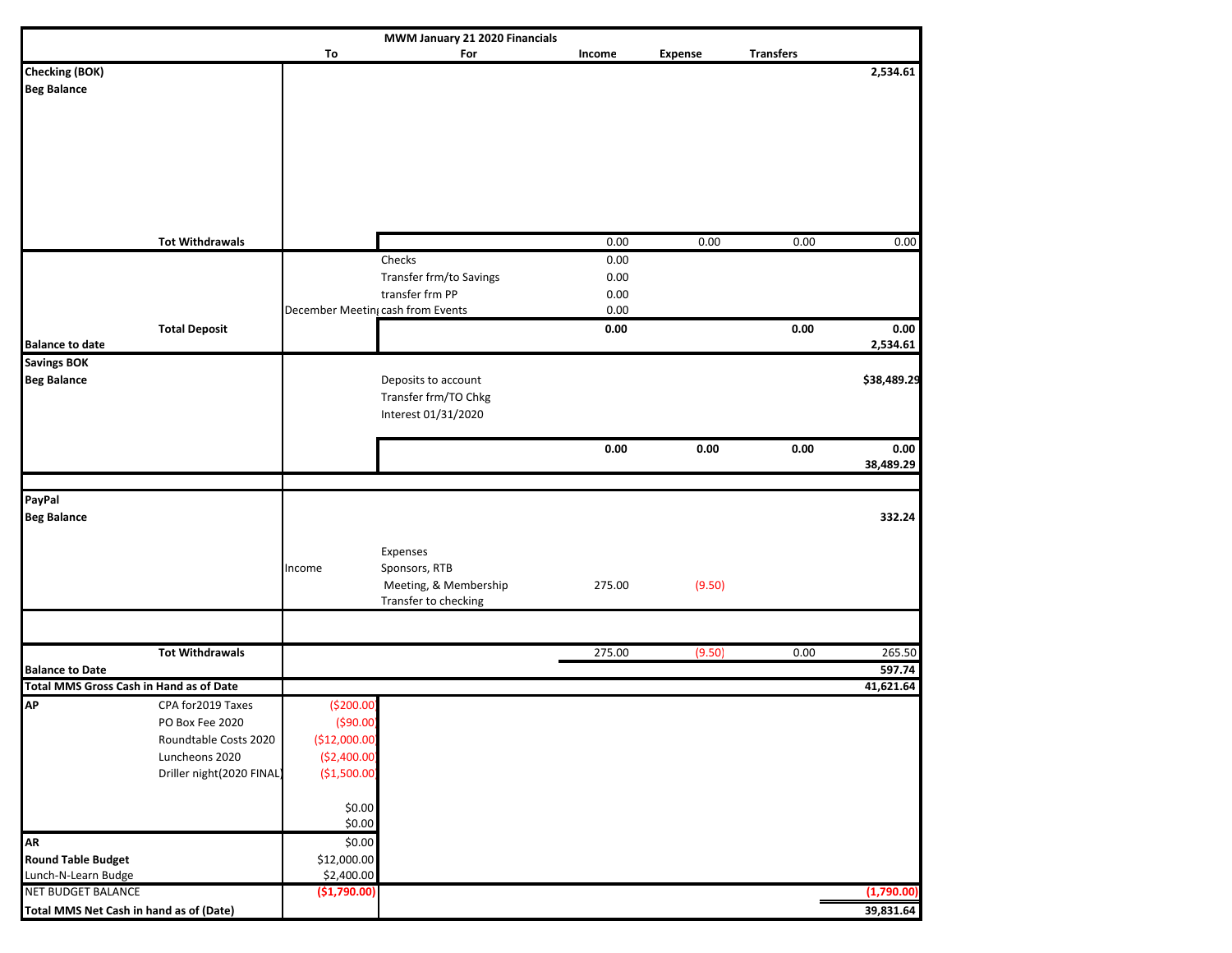# MWM January 21 2020 Financials

| | | To | For | Income | Expense | Transfers | |
|---|---|---|---|---|---|---|---|
| **Checking (BOK)** | | | | | | | **2,534.61** |
| **Beg Balance** | | | | | | | |
| | **Tot Withdrawals** | | | 0.00 | 0.00 | 0.00 | 0.00 |
| | | | Checks | 0.00 | | | |
| | | | Transfer frm/to Savings | 0.00 | | | |
| | | | transfer frm PP | 0.00 | | | |
| | | December Meeting | cash from Events | 0.00 | | | |
| | **Total Deposit** | | | **0.00** | | **0.00** | **0.00** |
| **Balance to date** | | | | | | | **2,534.61** |
| **Savings BOK** | | | | | | | |
| **Beg Balance** | | | Deposits to account | | | | **$38,489.29** |
| | | | Transfer frm/TO Chkg | | | | |
| | | | Interest 01/31/2020 | | | | |
| | | | | **0.00** | **0.00** | **0.00** | **0.00** |
| | | | | | | | **38,489.29** |
| **PayPal** | | | | | | | |
| **Beg Balance** | | | | | | | **332.24** |
| | | | Expenses | | | | |
| | | Income | Sponsors, RTB | | | | |
| | | | Meeting, & Membership | 275.00 | (9.50) | | |
| | | | Transfer to checking | | | | |
| | **Tot Withdrawals** | | | 275.00 | (9.50) | 0.00 | 265.50 |
| **Balance to Date** | | | | | | | **597.74** |
| **Total MMS Gross Cash in Hand as of Date** | | | | | | | **41,621.64** |
| **AP** | CPA for2019 Taxes | ($200.00) | | | | | |
| | PO Box Fee 2020 | ($90.00) | | | | | |
| | Roundtable Costs 2020 | ($12,000.00) | | | | | |
| | Luncheons 2020 | ($2,400.00) | | | | | |
| | Driller night(2020 FINAL) | ($1,500.00) | | | | | |
| | | $0.00 | | | | | |
| | | $0.00 | | | | | |
| **AR** | | $0.00 | | | | | |
| **Round Table Budget** | | $12,000.00 | | | | | |
| Lunch-N-Learn Budge | | $2,400.00 | | | | | |
| NET BUDGET BALANCE | | **($1,790.00)** | | | | | **(1,790.00)** |
| **Total MMS Net Cash in hand as of (Date)** | | | | | | | **39,831.64** |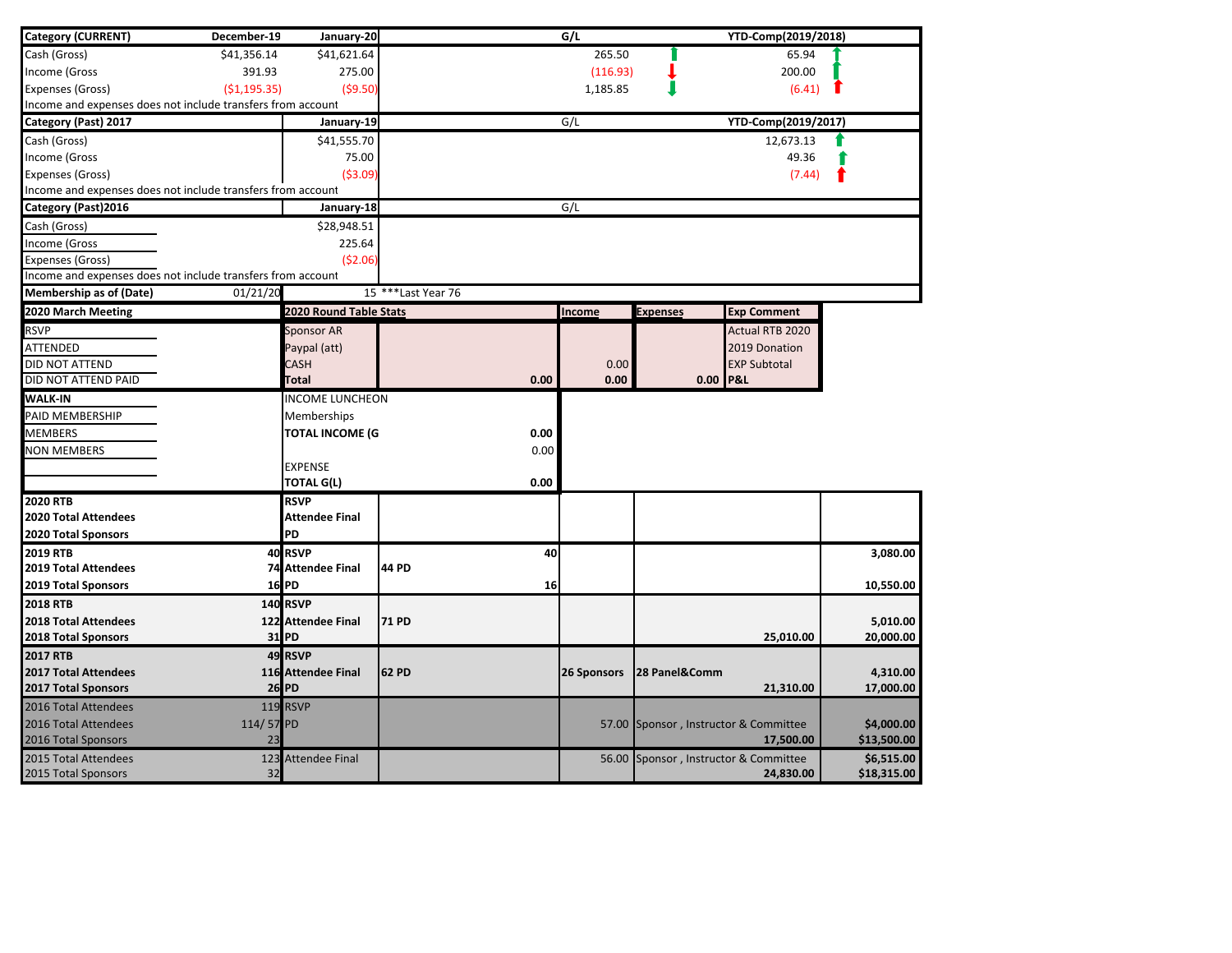| Category (CURRENT) | December-19 | January-20 | G/L | | YTD-Comp(2019/2018) | |
|---|---|---|---|---|---|---|
| Cash (Gross) | $41,356.14 | $41,621.64 | 265.50 | ⬆ | 65.94 | ⬆ |
| Income (Gross | 391.93 | 275.00 | (116.93) | ⬇ | 200.00 | ⬆ |
| Expenses (Gross) | ($1,195.35) | ($9.50) | 1,185.85 | ⬇ | (6.41) | ⬆ |
| Income and expenses does not include transfers from account | | | | | | |

| Category (Past) 2017 | January-19 | G/L | YTD-Comp(2019/2017) | |
|---|---|---|---|---|
| Cash (Gross) | $41,555.70 | | 12,673.13 | ⬆ |
| Income (Gross | 75.00 | | 49.36 | ⬆ |
| Expenses (Gross) | ($3.09) | | (7.44) | ⬆ |
| Income and expenses does not include transfers from account | | | | |

| Category (Past)2016 | January-18 | G/L |
|---|---|---|
| Cash (Gross) | $28,948.51 | |
| Income (Gross | 225.64 | |
| Expenses (Gross) | ($2.06) | |
| Income and expenses does not include transfers from account | | |

| Membership as of (Date) | 01/21/20 | 15 | ***Last Year 76 |
|---|---|---|---|

| 2020 March Meeting | 2020 Round Table Stats | | Income | Expenses | Exp Comment |
|---|---|---|---|---|---|
| RSVP | Sponsor AR | | | | Actual RTB 2020 |
| ATTENDED | Paypal (att) | | | | 2019 Donation |
| DID NOT ATTEND | CASH | | 0.00 | | EXP Subtotal |
| DID NOT ATTEND PAID | Total | 0.00 | 0.00 | 0.00 | P&L |
| WALK-IN | INCOME LUNCHEON | | | | |
| PAID MEMBERSHIP | Memberships | | | | |
| MEMBERS | TOTAL INCOME (G | 0.00 | | | |
| NON MEMBERS | | 0.00 | | | |
| | EXPENSE | | | | |
| | TOTAL G(L) | 0.00 | | | |

| | | | | | | | |
|---|---|---|---|---|---|---|---|
| 2020 RTB | | RSVP | | | | | |
| 2020 Total Attendees | | Attendee Final | | | | | |
| 2020 Total Sponsors | | PD | | | | | |
| 2019 RTB | 40 | RSVP | | 40 | | | 3,080.00 |
| 2019 Total Attendees | 74 | Attendee Final | 44 PD | | | | |
| 2019 Total Sponsors | 16 | PD | | 16 | | | 10,550.00 |
| 2018 RTB | 140 | RSVP | | | | | |
| 2018 Total Attendees | 122 | Attendee Final | 71 PD | | | | 5,010.00 |
| 2018 Total Sponsors | 31 | PD | | | | 25,010.00 | 20,000.00 |
| 2017 RTB | 49 | RSVP | | | | | |
| 2017 Total Attendees | 116 | Attendee Final | 62 PD | 26 Sponsors | 28 Panel&Comm | | 4,310.00 |
| 2017 Total Sponsors | 26 | PD | | | | 21,310.00 | 17,000.00 |
| 2016 Total Attendees | 119 | RSVP | | | | | |
| 2016 Total Attendees | 114/ 57 | PD | | 57.00 | Sponsor , Instructor & Committee | | $4,000.00 |
| 2016 Total Sponsors | 23 | | | | | 17,500.00 | $13,500.00 |
| 2015 Total Attendees | 123 | Attendee Final | | 56.00 | Sponsor , Instructor & Committee | | $6,515.00 |
| 2015 Total Sponsors | 32 | | | | | 24,830.00 | $18,315.00 |